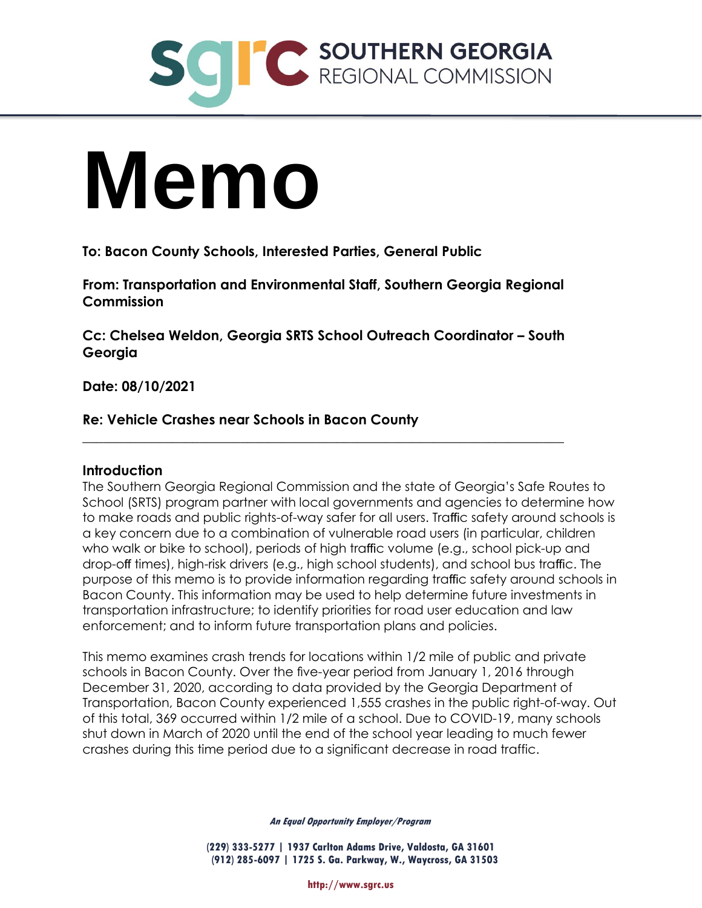# SOUTHERN GEORGIA REGIONAL COMMISSION

# Memo

**To: Bacon County Schools, Interested Parties, General Public**

**From: Transportation and Environmental Staff, Southern Georgia Regional Commission**

**Cc: Chelsea Weldon, Georgia SRTS School Outreach Coordinator – South Georgia**

**Date: 08/10/2021**

**Re: Vehicle Crashes near Schools in Bacon County**

---

## Introduction

The Southern Georgia Regional Commission and the state of Georgia's Safe Routes to School (SRTS) program partner with local governments and agencies to determine how to make roads and public rights-of-way safer for all users. Traffic safety around schools is a key concern due to a combination of vulnerable road users (in particular, children who walk or bike to school), periods of high traffic volume (e.g., school pick-up and drop-off times), high-risk drivers (e.g., high school students), and school bus traffic. The purpose of this memo is to provide information regarding traffic safety around schools in Bacon County. This information may be used to help determine future investments in transportation infrastructure; to identify priorities for road user education and law enforcement; and to inform future transportation plans and policies.

This memo examines crash trends for locations within 1/2 mile of public and private schools in Bacon County. Over the five-year period from January 1, 2016 through December 31, 2020, according to data provided by the Georgia Department of Transportation, Bacon County experienced 1,555 crashes in the public right-of-way. Out of this total, 369 occurred within 1/2 mile of a school. Due to COVID-19, many schools shut down in March of 2020 until the end of the school year leading to much fewer crashes during this time period due to a significant decrease in road traffic.

*An Equal Opportunity Employer/Program*

(229) 333-5277 | 1937 Carlton Adams Drive, Valdosta, GA 31601
(912) 285-6097 | 1725 S. Ga. Parkway, W., Waycross, GA 31503

http://www.sgrc.us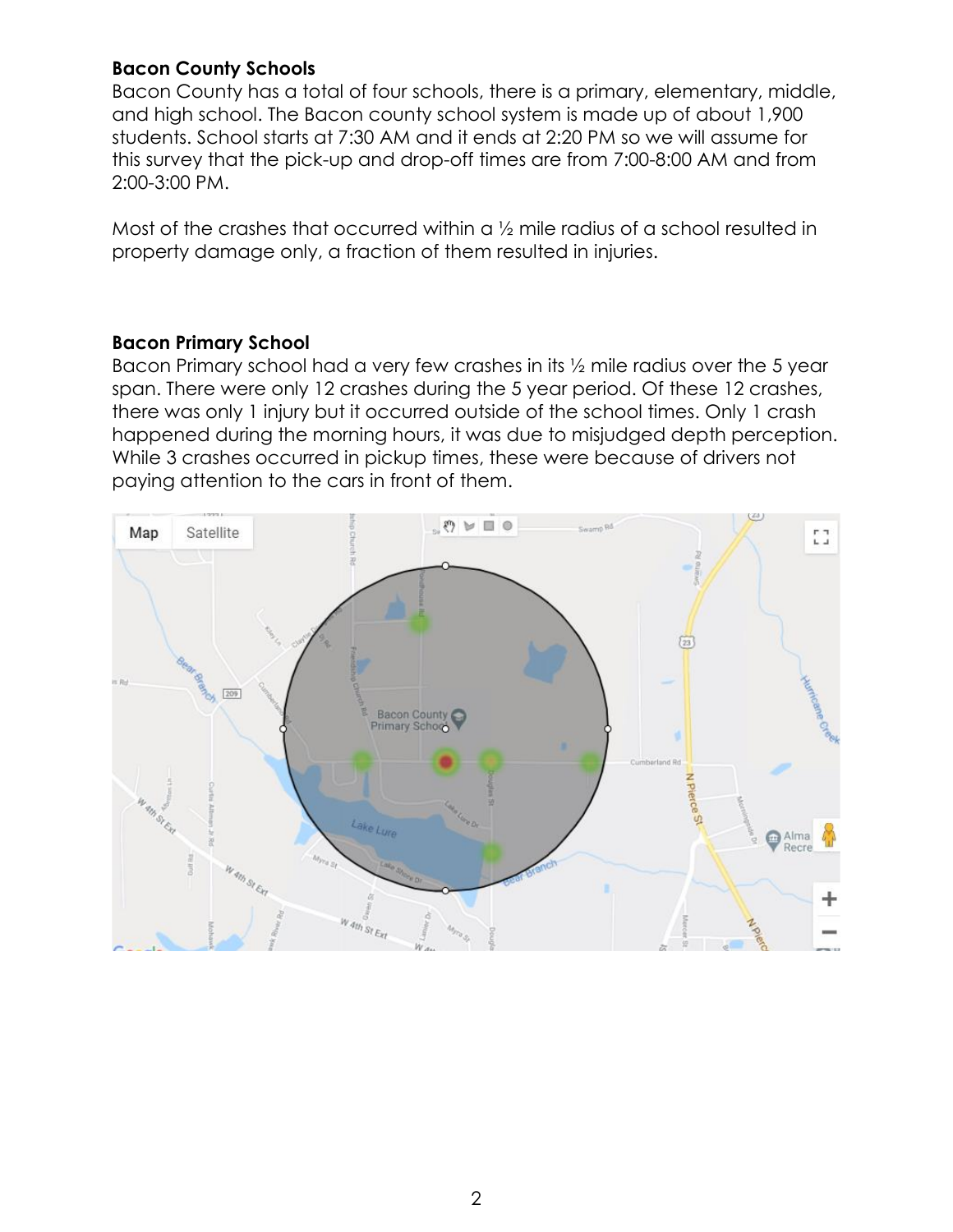**Bacon County Schools**

Bacon County has a total of four schools, there is a primary, elementary, middle, and high school. The Bacon county school system is made up of about 1,900 students. School starts at 7:30 AM and it ends at 2:20 PM so we will assume for this survey that the pick-up and drop-off times are from 7:00-8:00 AM and from 2:00-3:00 PM.

Most of the crashes that occurred within a ½ mile radius of a school resulted in property damage only, a fraction of them resulted in injuries.

**Bacon Primary School**

Bacon Primary school had a very few crashes in its ½ mile radius over the 5 year span. There were only 12 crashes during the 5 year period. Of these 12 crashes, there was only 1 injury but it occurred outside of the school times. Only 1 crash happened during the morning hours, it was due to misjudged depth perception. While 3 crashes occurred in pickup times, these were because of drivers not paying attention to the cars in front of them.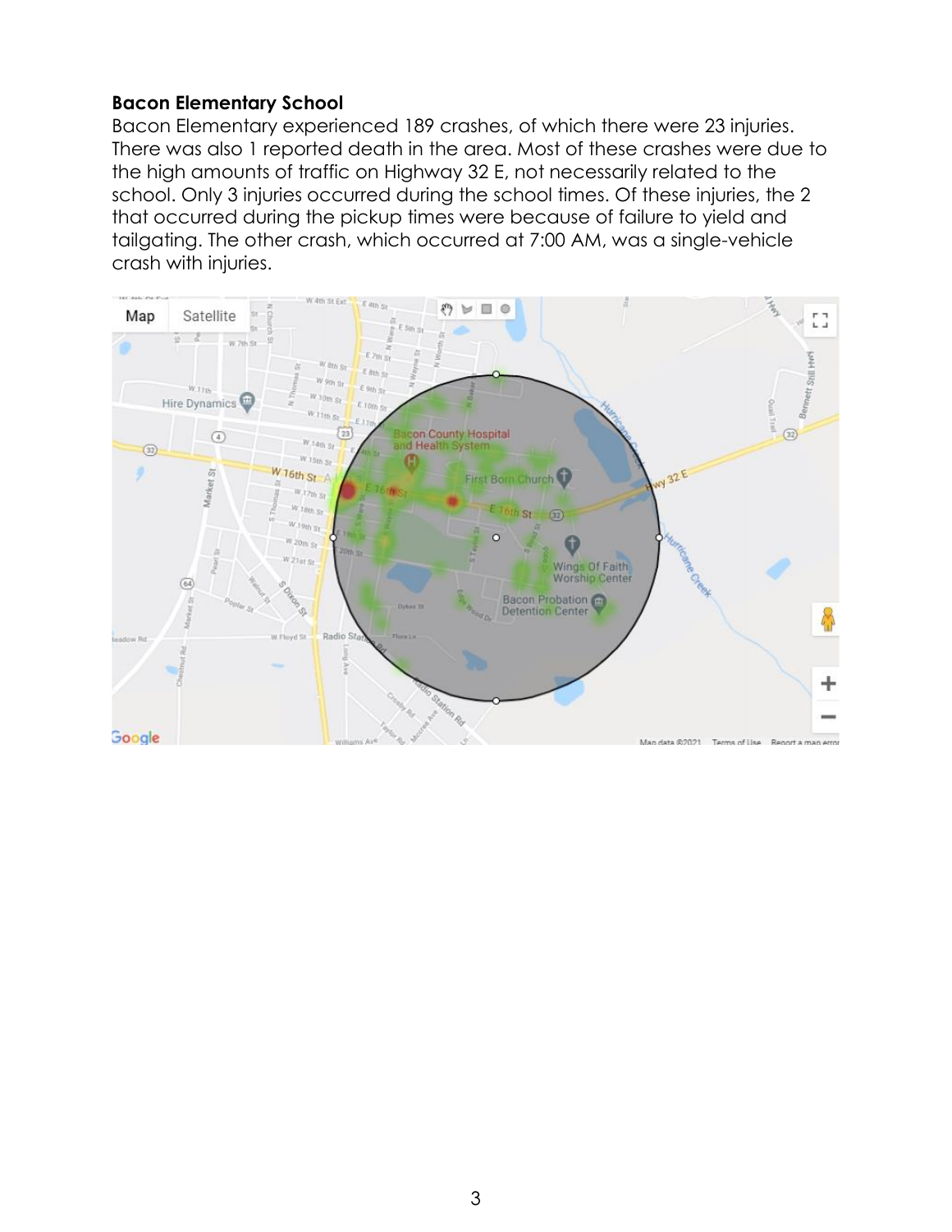**Bacon Elementary School**

Bacon Elementary experienced 189 crashes, of which there were 23 injuries. There was also 1 reported death in the area. Most of these crashes were due to the high amounts of traffic on Highway 32 E, not necessarily related to the school. Only 3 injuries occurred during the school times. Of these injuries, the 2 that occurred during the pickup times were because of failure to yield and tailgating. The other crash, which occurred at 7:00 AM, was a single-vehicle crash with injuries.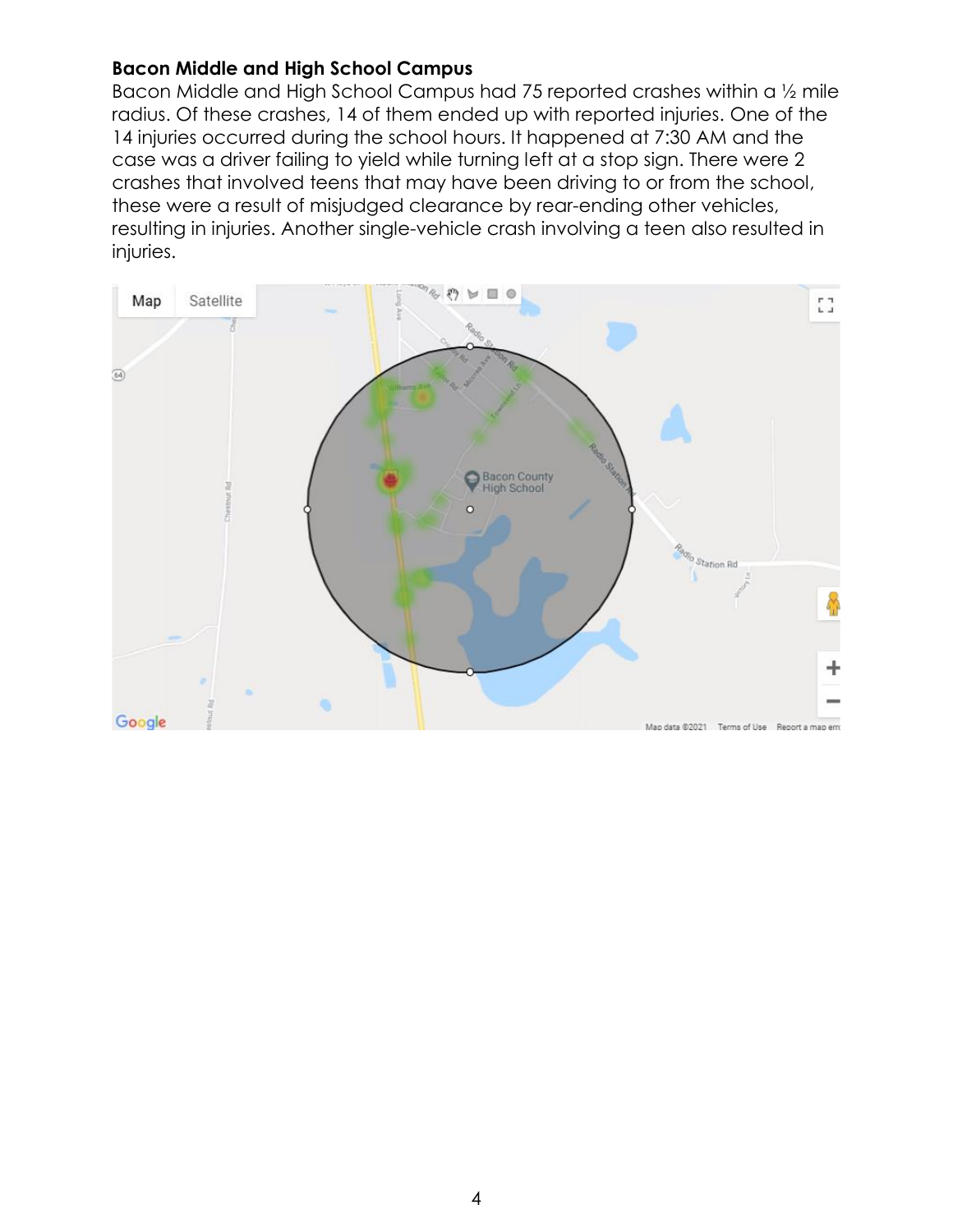**Bacon Middle and High School Campus**

Bacon Middle and High School Campus had 75 reported crashes within a ½ mile radius. Of these crashes, 14 of them ended up with reported injuries. One of the 14 injuries occurred during the school hours. It happened at 7:30 AM and the case was a driver failing to yield while turning left at a stop sign. There were 2 crashes that involved teens that may have been driving to or from the school, these were a result of misjudged clearance by rear-ending other vehicles, resulting in injuries. Another single-vehicle crash involving a teen also resulted in injuries.